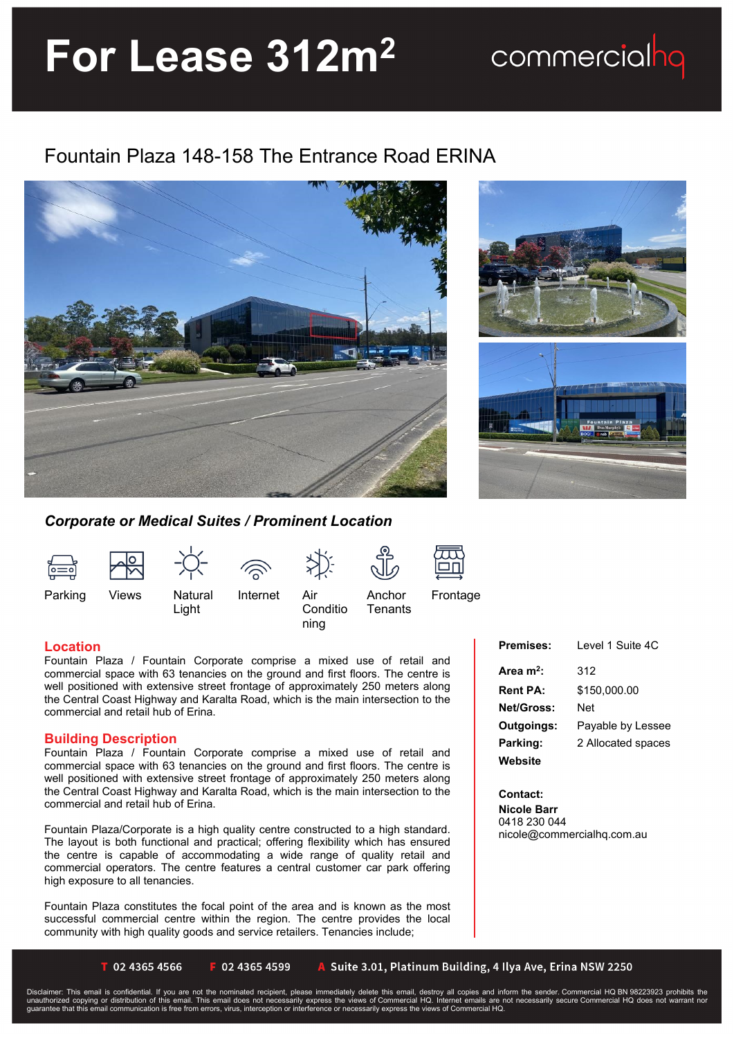# For Lease 312m$^2$

commercialhq

## Fountain Plaza 148-158 The Entrance Road ERINA

### *Corporate or Medical Suites / Prominent Location*

Parking | Views | Natural Light | Internet | Air Conditioning | Anchor Tenants | Frontage

| | |
|---|---|
| **Premises:** | Level 1 Suite 4C |
| **Area m$^2$:** | 312 |
| **Rent PA:** | $150,000.00 |
| **Net/Gross:** | Net |
| **Outgoings:** | Payable by Lessee |
| **Parking:** | 2 Allocated spaces |
| **Website** | |

**Contact:**
**Nicole Barr**
0418 230 044
nicole@commercialhq.com.au

### Location

Fountain Plaza / Fountain Corporate comprise a mixed use of retail and commercial space with 63 tenancies on the ground and first floors. The centre is well positioned with extensive street frontage of approximately 250 meters along the Central Coast Highway and Karalta Road, which is the main intersection to the commercial and retail hub of Erina.

### Building Description

Fountain Plaza / Fountain Corporate comprise a mixed use of retail and commercial space with 63 tenancies on the ground and first floors. The centre is well positioned with extensive street frontage of approximately 250 meters along the Central Coast Highway and Karalta Road, which is the main intersection to the commercial and retail hub of Erina.

Fountain Plaza/Corporate is a high quality centre constructed to a high standard. The layout is both functional and practical; offering flexibility which has ensured the centre is capable of accommodating a wide range of quality retail and commercial operators. The centre features a central customer car park offering high exposure to all tenancies.

Fountain Plaza constitutes the focal point of the area and is known as the most successful commercial centre within the region. The centre provides the local community with high quality goods and service retailers. Tenancies include;

**T** 02 4365 4566 **F** 02 4365 4599 **A** Suite 3.01, Platinum Building, 4 Ilya Ave, Erina NSW 2250

Disclaimer: This email is confidential. If you are not the nominated recipient, please immediately delete this email, destroy all copies and inform the sender. Commercial HQ BN 98223923 prohibits the unauthorized copying or distribution of this email. This email does not necessarily express the views of Commercial HQ. Internet emails are not necessarily secure Commercial HQ does not warrant nor guarantee that this email communication is free from errors, virus, interception or interference or necessarily express the views of Commercial HQ.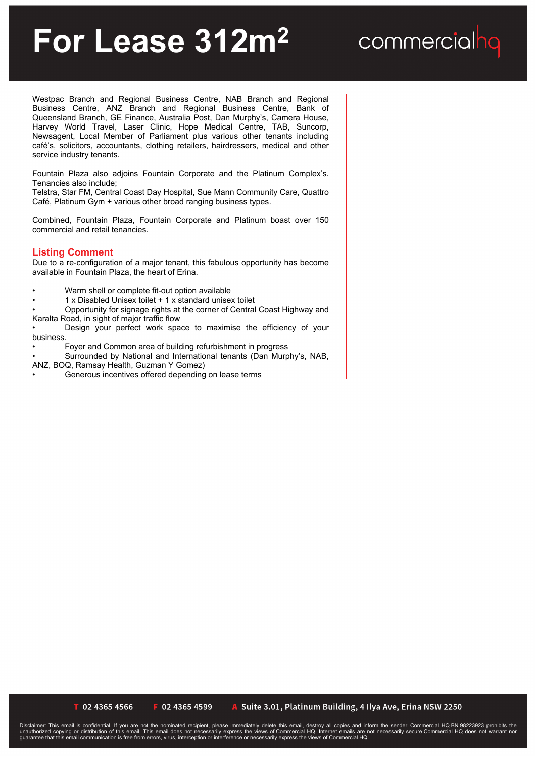# For Lease 312m²

commercialhq

Westpac Branch and Regional Business Centre, NAB Branch and Regional Business Centre, ANZ Branch and Regional Business Centre, Bank of Queensland Branch, GE Finance, Australia Post, Dan Murphy's, Camera House, Harvey World Travel, Laser Clinic, Hope Medical Centre, TAB, Suncorp, Newsagent, Local Member of Parliament plus various other tenants including café's, solicitors, accountants, clothing retailers, hairdressers, medical and other service industry tenants.

Fountain Plaza also adjoins Fountain Corporate and the Platinum Complex's. Tenancies also include;
Telstra, Star FM, Central Coast Day Hospital, Sue Mann Community Care, Quattro Café, Platinum Gym + various other broad ranging business types.

Combined, Fountain Plaza, Fountain Corporate and Platinum boast over 150 commercial and retail tenancies.

## Listing Comment

Due to a re-configuration of a major tenant, this fabulous opportunity has become available in Fountain Plaza, the heart of Erina.

- Warm shell or complete fit-out option available
- 1 x Disabled Unisex toilet + 1 x standard unisex toilet
- Opportunity for signage rights at the corner of Central Coast Highway and Karalta Road, in sight of major traffic flow
- Design your perfect work space to maximise the efficiency of your business.
- Foyer and Common area of building refurbishment in progress
- Surrounded by National and International tenants (Dan Murphy's, NAB, ANZ, BOQ, Ramsay Health, Guzman Y Gomez)
- Generous incentives offered depending on lease terms

**T** 02 4365 4566 **F** 02 4365 4599 **A** Suite 3.01, Platinum Building, 4 Ilya Ave, Erina NSW 2250

Disclaimer: This email is confidential. If you are not the nominated recipient, please immediately delete this email, destroy all copies and inform the sender. Commercial HQ BN 98223923 prohibits the unauthorized copying or distribution of this email. This email does not necessarily express the views of Commercial HQ. Internet emails are not necessarily secure Commercial HQ does not warrant nor guarantee that this email communication is free from errors, virus, interception or interference or necessarily express the views of Commercial HQ.